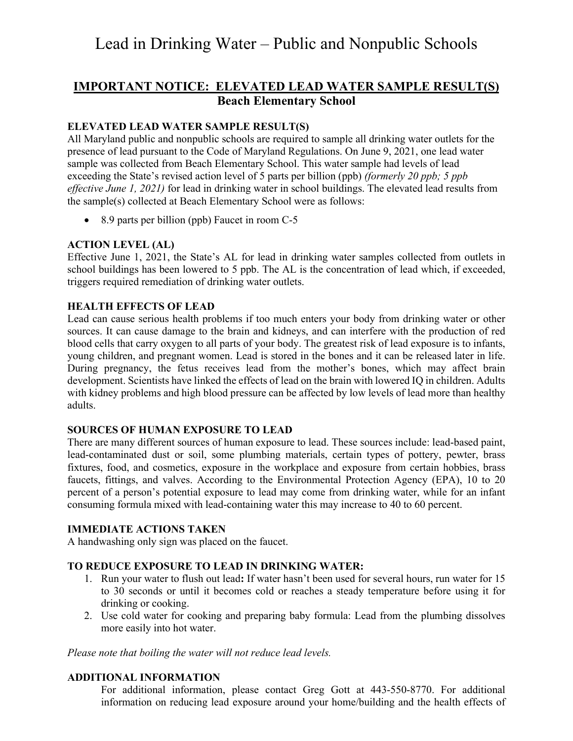# Lead in Drinking Water – Public and Nonpublic Schools

## IMPORTANT NOTICE: ELEVATED LEAD WATER SAMPLE RESULT(S)
### Beach Elementary School

**ELEVATED LEAD WATER SAMPLE RESULT(S)**

All Maryland public and nonpublic schools are required to sample all drinking water outlets for the presence of lead pursuant to the Code of Maryland Regulations. On June 9, 2021, one lead water sample was collected from Beach Elementary School. This water sample had levels of lead exceeding the State's revised action level of 5 parts per billion (ppb) *(formerly 20 ppb; 5 ppb effective June 1, 2021)* for lead in drinking water in school buildings. The elevated lead results from the sample(s) collected at Beach Elementary School were as follows:

- 8.9 parts per billion (ppb) Faucet in room C-5

**ACTION LEVEL (AL)**

Effective June 1, 2021, the State's AL for lead in drinking water samples collected from outlets in school buildings has been lowered to 5 ppb. The AL is the concentration of lead which, if exceeded, triggers required remediation of drinking water outlets.

**HEALTH EFFECTS OF LEAD**

Lead can cause serious health problems if too much enters your body from drinking water or other sources. It can cause damage to the brain and kidneys, and can interfere with the production of red blood cells that carry oxygen to all parts of your body. The greatest risk of lead exposure is to infants, young children, and pregnant women. Lead is stored in the bones and it can be released later in life. During pregnancy, the fetus receives lead from the mother's bones, which may affect brain development. Scientists have linked the effects of lead on the brain with lowered IQ in children. Adults with kidney problems and high blood pressure can be affected by low levels of lead more than healthy adults.

**SOURCES OF HUMAN EXPOSURE TO LEAD**

There are many different sources of human exposure to lead. These sources include: lead-based paint, lead-contaminated dust or soil, some plumbing materials, certain types of pottery, pewter, brass fixtures, food, and cosmetics, exposure in the workplace and exposure from certain hobbies, brass faucets, fittings, and valves. According to the Environmental Protection Agency (EPA), 10 to 20 percent of a person's potential exposure to lead may come from drinking water, while for an infant consuming formula mixed with lead-containing water this may increase to 40 to 60 percent.

**IMMEDIATE ACTIONS TAKEN**

A handwashing only sign was placed on the faucet.

**TO REDUCE EXPOSURE TO LEAD IN DRINKING WATER:**

1. Run your water to flush out lead**:** If water hasn't been used for several hours, run water for 15 to 30 seconds or until it becomes cold or reaches a steady temperature before using it for drinking or cooking.
2. Use cold water for cooking and preparing baby formula: Lead from the plumbing dissolves more easily into hot water.

*Please note that boiling the water will not reduce lead levels.*

**ADDITIONAL INFORMATION**

For additional information, please contact Greg Gott at 443-550-8770. For additional information on reducing lead exposure around your home/building and the health effects of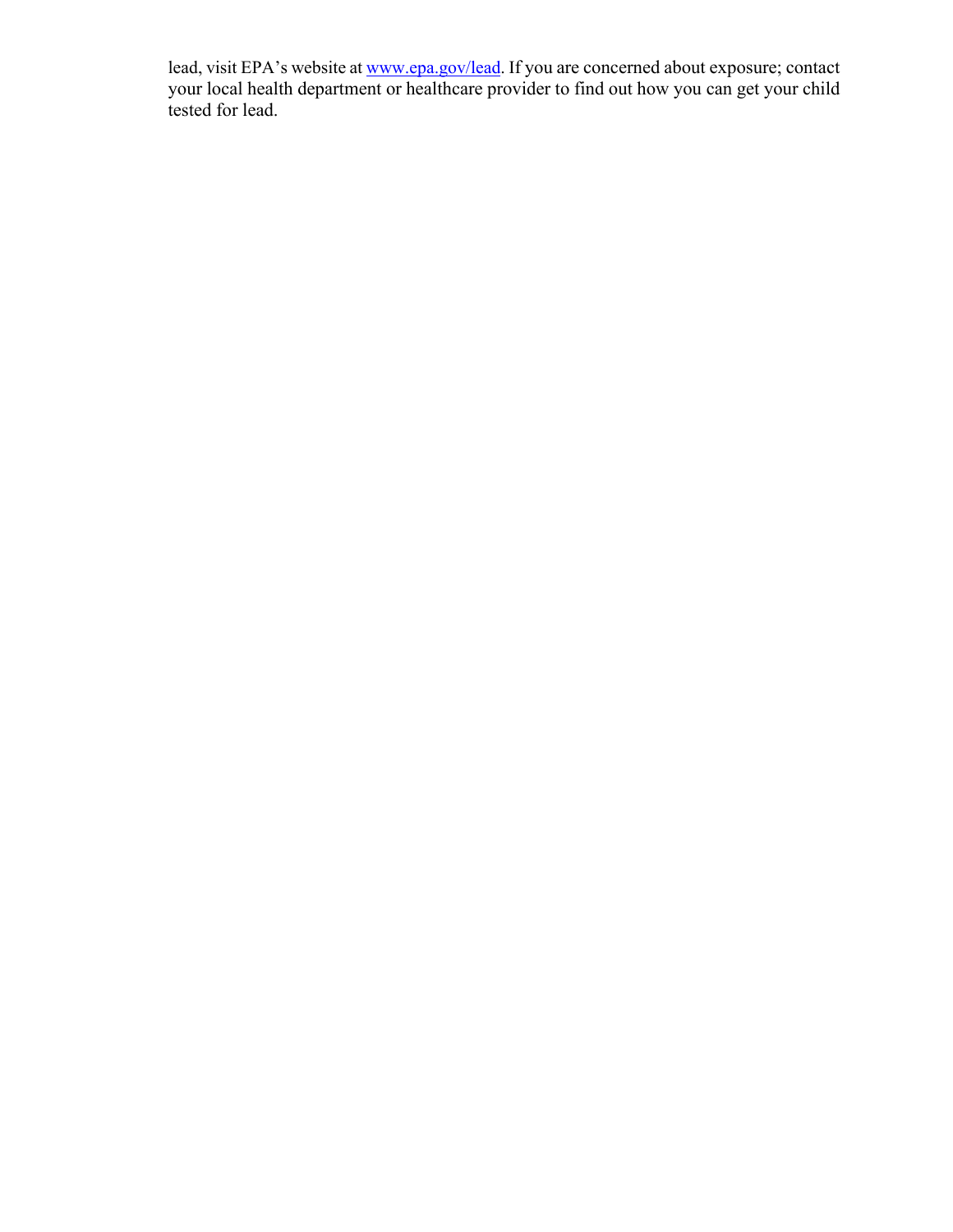lead, visit EPA's website at [www.epa.gov/lead](http://www.epa.gov/lead). If you are concerned about exposure; contact your local health department or healthcare provider to find out how you can get your child tested for lead.